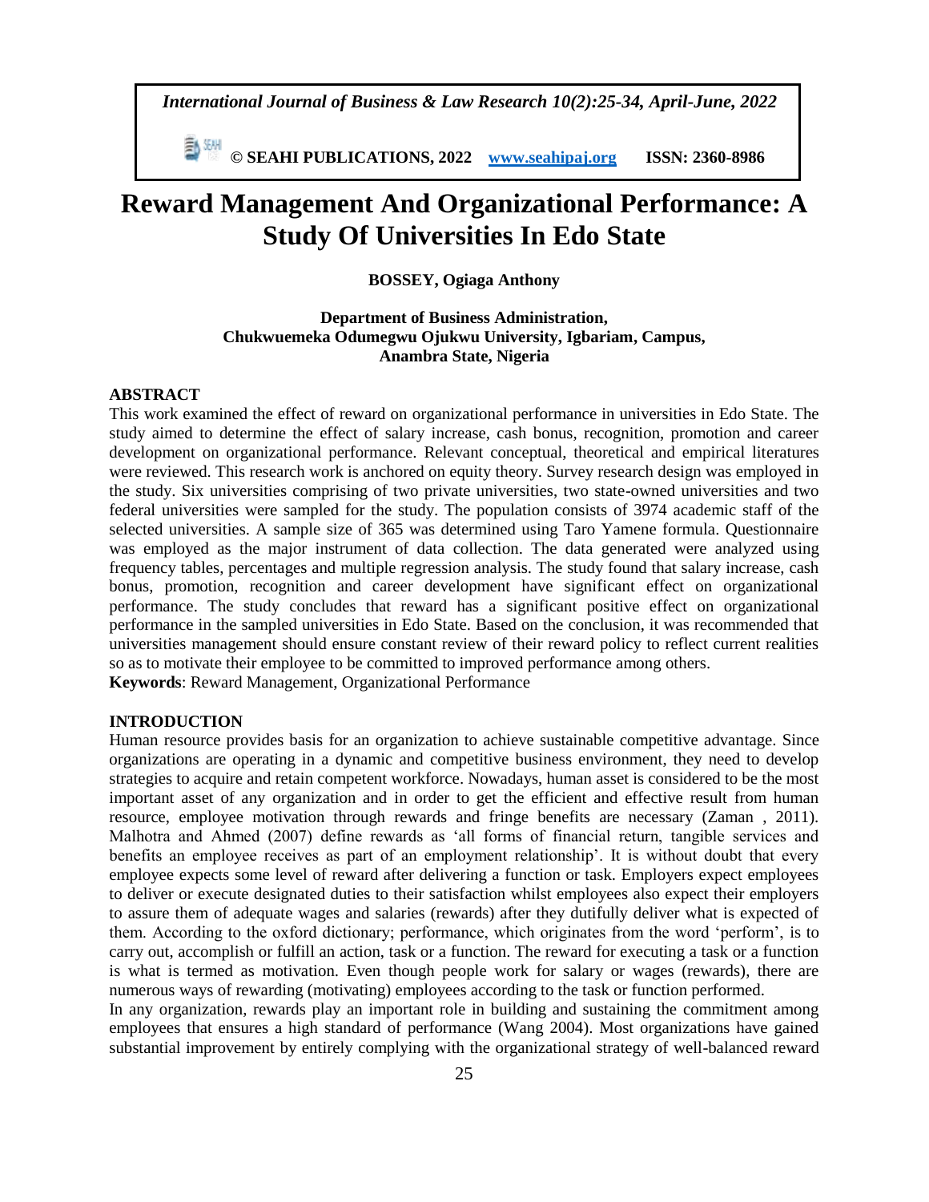# Reward Management And Organizational Performance: A Study Of Universities In Edo State

**BOSSEY, Ogiaga Anthony**

**Department of Business Administration, Chukwuemeka Odumegwu Ojukwu University, Igbariam, Campus, Anambra State, Nigeria**

## ABSTRACT

This work examined the effect of reward on organizational performance in universities in Edo State. The study aimed to determine the effect of salary increase, cash bonus, recognition, promotion and career development on organizational performance. Relevant conceptual, theoretical and empirical literatures were reviewed. This research work is anchored on equity theory. Survey research design was employed in the study. Six universities comprising of two private universities, two state-owned universities and two federal universities were sampled for the study. The population consists of 3974 academic staff of the selected universities. A sample size of 365 was determined using Taro Yamene formula. Questionnaire was employed as the major instrument of data collection. The data generated were analyzed using frequency tables, percentages and multiple regression analysis. The study found that salary increase, cash bonus, promotion, recognition and career development have significant effect on organizational performance. The study concludes that reward has a significant positive effect on organizational performance in the sampled universities in Edo State. Based on the conclusion, it was recommended that universities management should ensure constant review of their reward policy to reflect current realities so as to motivate their employee to be committed to improved performance among others.

**Keywords**: Reward Management, Organizational Performance

## INTRODUCTION

Human resource provides basis for an organization to achieve sustainable competitive advantage. Since organizations are operating in a dynamic and competitive business environment, they need to develop strategies to acquire and retain competent workforce. Nowadays, human asset is considered to be the most important asset of any organization and in order to get the efficient and effective result from human resource, employee motivation through rewards and fringe benefits are necessary (Zaman , 2011). Malhotra and Ahmed (2007) define rewards as 'all forms of financial return, tangible services and benefits an employee receives as part of an employment relationship'. It is without doubt that every employee expects some level of reward after delivering a function or task. Employers expect employees to deliver or execute designated duties to their satisfaction whilst employees also expect their employers to assure them of adequate wages and salaries (rewards) after they dutifully deliver what is expected of them. According to the oxford dictionary; performance, which originates from the word 'perform', is to carry out, accomplish or fulfill an action, task or a function. The reward for executing a task or a function is what is termed as motivation. Even though people work for salary or wages (rewards), there are numerous ways of rewarding (motivating) employees according to the task or function performed.

In any organization, rewards play an important role in building and sustaining the commitment among employees that ensures a high standard of performance (Wang 2004). Most organizations have gained substantial improvement by entirely complying with the organizational strategy of well-balanced reward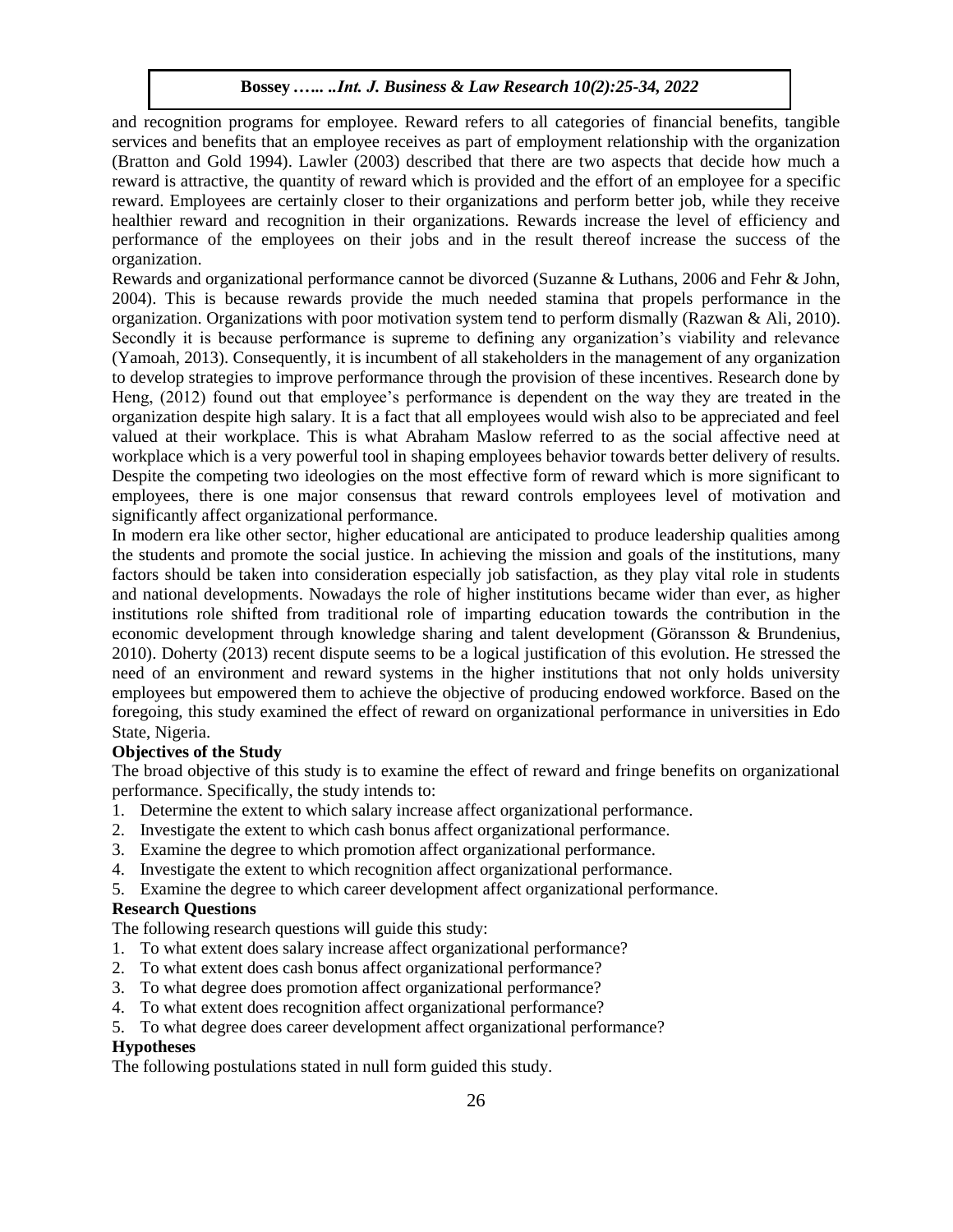and recognition programs for employee. Reward refers to all categories of financial benefits, tangible services and benefits that an employee receives as part of employment relationship with the organization (Bratton and Gold 1994). Lawler (2003) described that there are two aspects that decide how much a reward is attractive, the quantity of reward which is provided and the effort of an employee for a specific reward. Employees are certainly closer to their organizations and perform better job, while they receive healthier reward and recognition in their organizations. Rewards increase the level of efficiency and performance of the employees on their jobs and in the result thereof increase the success of the organization.

Rewards and organizational performance cannot be divorced (Suzanne & Luthans, 2006 and Fehr & John, 2004). This is because rewards provide the much needed stamina that propels performance in the organization. Organizations with poor motivation system tend to perform dismally (Razwan & Ali, 2010). Secondly it is because performance is supreme to defining any organization's viability and relevance (Yamoah, 2013). Consequently, it is incumbent of all stakeholders in the management of any organization to develop strategies to improve performance through the provision of these incentives. Research done by Heng, (2012) found out that employee's performance is dependent on the way they are treated in the organization despite high salary. It is a fact that all employees would wish also to be appreciated and feel valued at their workplace. This is what Abraham Maslow referred to as the social affective need at workplace which is a very powerful tool in shaping employees behavior towards better delivery of results. Despite the competing two ideologies on the most effective form of reward which is more significant to employees, there is one major consensus that reward controls employees level of motivation and significantly affect organizational performance.

In modern era like other sector, higher educational are anticipated to produce leadership qualities among the students and promote the social justice. In achieving the mission and goals of the institutions, many factors should be taken into consideration especially job satisfaction, as they play vital role in students and national developments. Nowadays the role of higher institutions became wider than ever, as higher institutions role shifted from traditional role of imparting education towards the contribution in the economic development through knowledge sharing and talent development (Göransson & Brundenius, 2010). Doherty (2013) recent dispute seems to be a logical justification of this evolution. He stressed the need of an environment and reward systems in the higher institutions that not only holds university employees but empowered them to achieve the objective of producing endowed workforce. Based on the foregoing, this study examined the effect of reward on organizational performance in universities in Edo State, Nigeria.

**Objectives of the Study**

The broad objective of this study is to examine the effect of reward and fringe benefits on organizational performance. Specifically, the study intends to:

1. Determine the extent to which salary increase affect organizational performance.
2. Investigate the extent to which cash bonus affect organizational performance.
3. Examine the degree to which promotion affect organizational performance.
4. Investigate the extent to which recognition affect organizational performance.
5. Examine the degree to which career development affect organizational performance.

**Research Questions**

The following research questions will guide this study:

1. To what extent does salary increase affect organizational performance?
2. To what extent does cash bonus affect organizational performance?
3. To what degree does promotion affect organizational performance?
4. To what extent does recognition affect organizational performance?
5. To what degree does career development affect organizational performance?

**Hypotheses**

The following postulations stated in null form guided this study.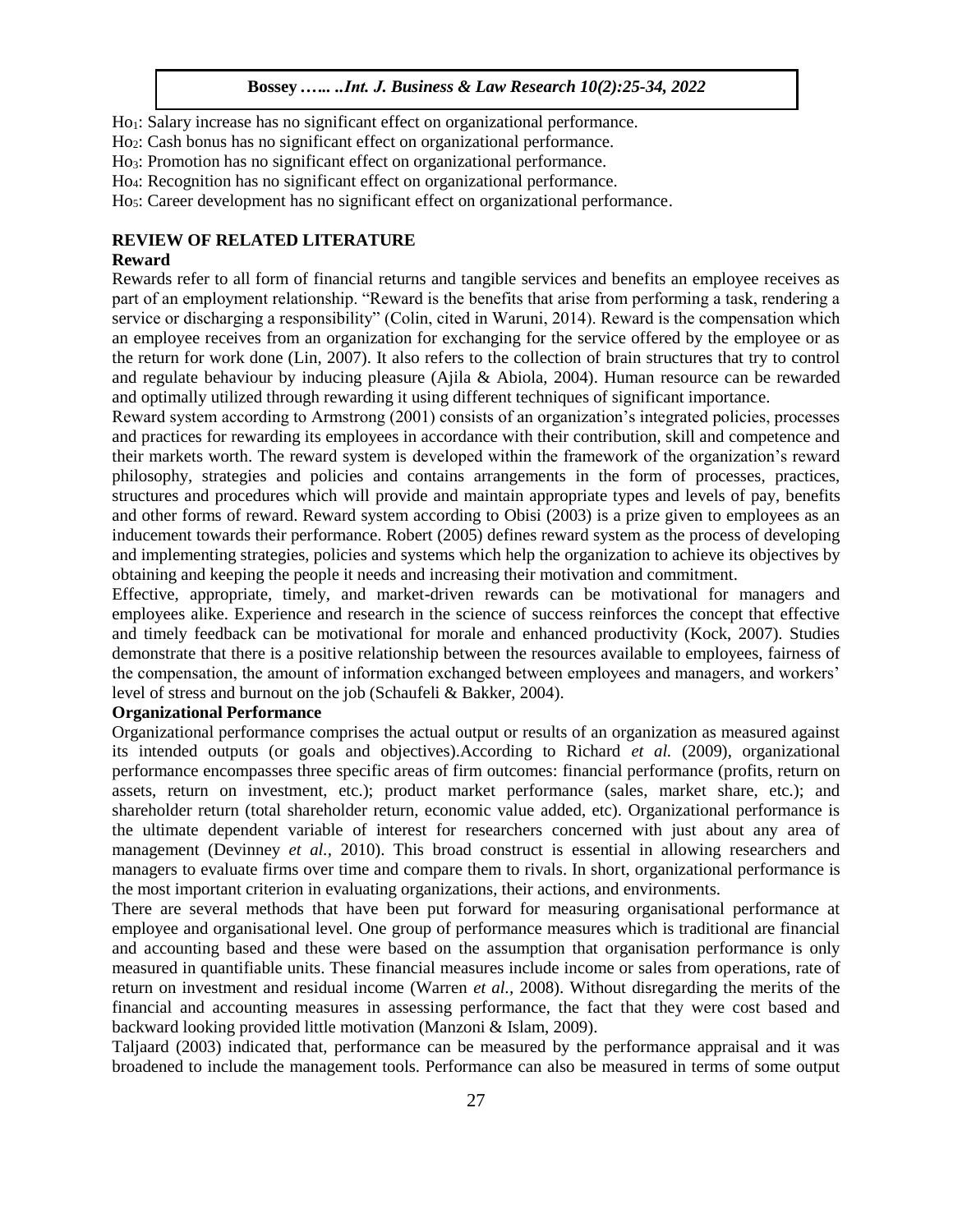$Ho_1$: Salary increase has no significant effect on organizational performance.

$Ho_2$: Cash bonus has no significant effect on organizational performance.

$Ho_3$: Promotion has no significant effect on organizational performance.

$Ho_4$: Recognition has no significant effect on organizational performance.

$Ho_5$: Career development has no significant effect on organizational performance.

## REVIEW OF RELATED LITERATURE

### Reward

Rewards refer to all form of financial returns and tangible services and benefits an employee receives as part of an employment relationship. "Reward is the benefits that arise from performing a task, rendering a service or discharging a responsibility" (Colin, cited in Waruni, 2014). Reward is the compensation which an employee receives from an organization for exchanging for the service offered by the employee or as the return for work done (Lin, 2007). It also refers to the collection of brain structures that try to control and regulate behaviour by inducing pleasure (Ajila & Abiola, 2004). Human resource can be rewarded and optimally utilized through rewarding it using different techniques of significant importance.

Reward system according to Armstrong (2001) consists of an organization's integrated policies, processes and practices for rewarding its employees in accordance with their contribution, skill and competence and their markets worth. The reward system is developed within the framework of the organization's reward philosophy, strategies and policies and contains arrangements in the form of processes, practices, structures and procedures which will provide and maintain appropriate types and levels of pay, benefits and other forms of reward. Reward system according to Obisi (2003) is a prize given to employees as an inducement towards their performance. Robert (2005) defines reward system as the process of developing and implementing strategies, policies and systems which help the organization to achieve its objectives by obtaining and keeping the people it needs and increasing their motivation and commitment.

Effective, appropriate, timely, and market-driven rewards can be motivational for managers and employees alike. Experience and research in the science of success reinforces the concept that effective and timely feedback can be motivational for morale and enhanced productivity (Kock, 2007). Studies demonstrate that there is a positive relationship between the resources available to employees, fairness of the compensation, the amount of information exchanged between employees and managers, and workers' level of stress and burnout on the job (Schaufeli & Bakker, 2004).

### Organizational Performance

Organizational performance comprises the actual output or results of an organization as measured against its intended outputs (or goals and objectives).According to Richard *et al.* (2009), organizational performance encompasses three specific areas of firm outcomes: financial performance (profits, return on assets, return on investment, etc.); product market performance (sales, market share, etc.); and shareholder return (total shareholder return, economic value added, etc). Organizational performance is the ultimate dependent variable of interest for researchers concerned with just about any area of management (Devinney *et al.*, 2010). This broad construct is essential in allowing researchers and managers to evaluate firms over time and compare them to rivals. In short, organizational performance is the most important criterion in evaluating organizations, their actions, and environments.

There are several methods that have been put forward for measuring organisational performance at employee and organisational level. One group of performance measures which is traditional are financial and accounting based and these were based on the assumption that organisation performance is only measured in quantifiable units. These financial measures include income or sales from operations, rate of return on investment and residual income (Warren *et al.*, 2008). Without disregarding the merits of the financial and accounting measures in assessing performance, the fact that they were cost based and backward looking provided little motivation (Manzoni & Islam, 2009).

Taljaard (2003) indicated that, performance can be measured by the performance appraisal and it was broadened to include the management tools. Performance can also be measured in terms of some output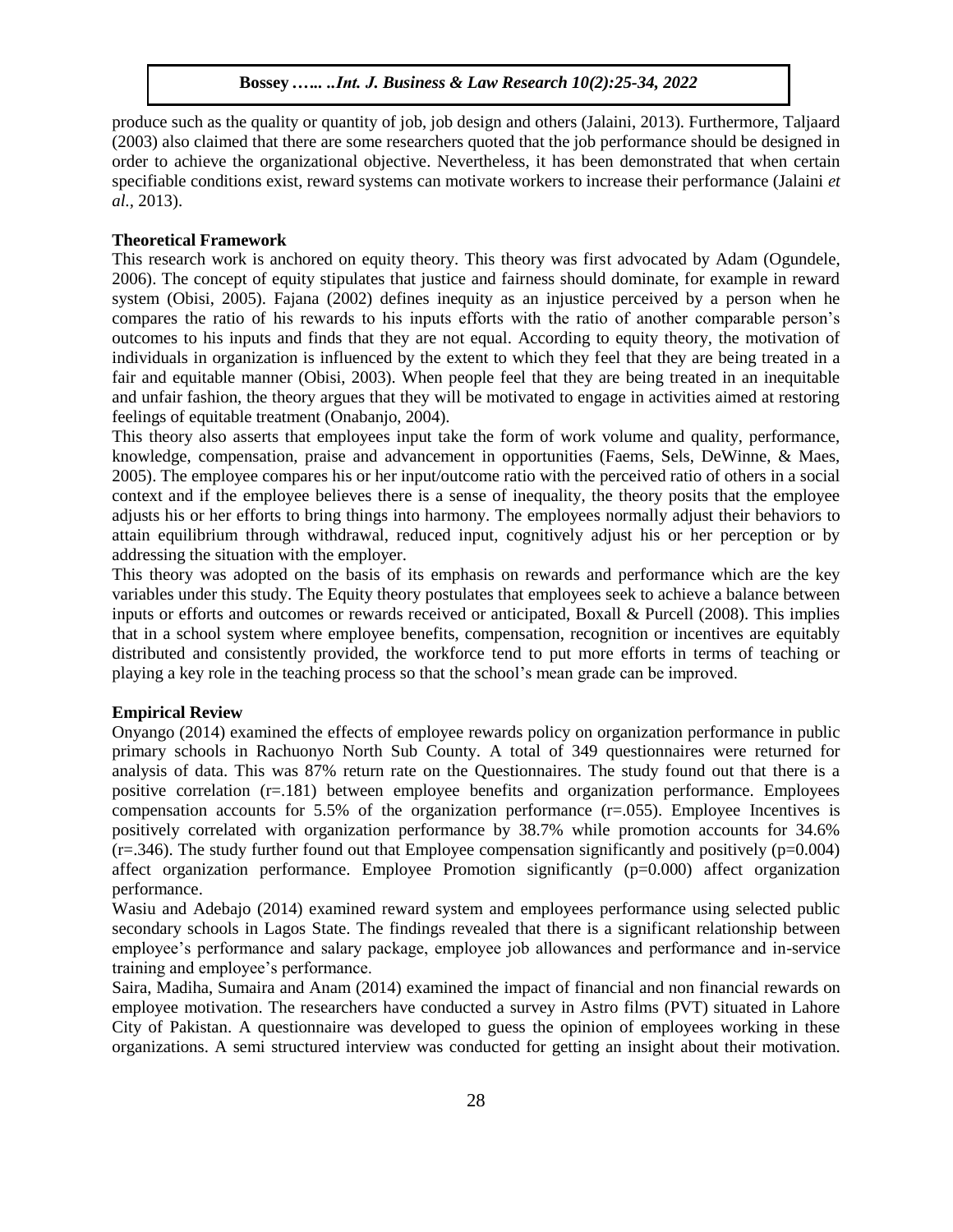produce such as the quality or quantity of job, job design and others (Jalaini, 2013). Furthermore, Taljaard (2003) also claimed that there are some researchers quoted that the job performance should be designed in order to achieve the organizational objective. Nevertheless, it has been demonstrated that when certain specifiable conditions exist, reward systems can motivate workers to increase their performance (Jalaini *et al.,* 2013).

**Theoretical Framework**

This research work is anchored on equity theory. This theory was first advocated by Adam (Ogundele, 2006). The concept of equity stipulates that justice and fairness should dominate, for example in reward system (Obisi, 2005). Fajana (2002) defines inequity as an injustice perceived by a person when he compares the ratio of his rewards to his inputs efforts with the ratio of another comparable person's outcomes to his inputs and finds that they are not equal. According to equity theory, the motivation of individuals in organization is influenced by the extent to which they feel that they are being treated in a fair and equitable manner (Obisi, 2003). When people feel that they are being treated in an inequitable and unfair fashion, the theory argues that they will be motivated to engage in activities aimed at restoring feelings of equitable treatment (Onabanjo, 2004).

This theory also asserts that employees input take the form of work volume and quality, performance, knowledge, compensation, praise and advancement in opportunities (Faems, Sels, DeWinne, & Maes, 2005). The employee compares his or her input/outcome ratio with the perceived ratio of others in a social context and if the employee believes there is a sense of inequality, the theory posits that the employee adjusts his or her efforts to bring things into harmony. The employees normally adjust their behaviors to attain equilibrium through withdrawal, reduced input, cognitively adjust his or her perception or by addressing the situation with the employer.

This theory was adopted on the basis of its emphasis on rewards and performance which are the key variables under this study. The Equity theory postulates that employees seek to achieve a balance between inputs or efforts and outcomes or rewards received or anticipated, Boxall & Purcell (2008). This implies that in a school system where employee benefits, compensation, recognition or incentives are equitably distributed and consistently provided, the workforce tend to put more efforts in terms of teaching or playing a key role in the teaching process so that the school's mean grade can be improved.

**Empirical Review**

Onyango (2014) examined the effects of employee rewards policy on organization performance in public primary schools in Rachuonyo North Sub County. A total of 349 questionnaires were returned for analysis of data. This was 87% return rate on the Questionnaires. The study found out that there is a positive correlation (r=.181) between employee benefits and organization performance. Employees compensation accounts for 5.5% of the organization performance (r=.055). Employee Incentives is positively correlated with organization performance by 38.7% while promotion accounts for 34.6% (r=.346). The study further found out that Employee compensation significantly and positively (p=0.004) affect organization performance. Employee Promotion significantly (p=0.000) affect organization performance.

Wasiu and Adebajo (2014) examined reward system and employees performance using selected public secondary schools in Lagos State. The findings revealed that there is a significant relationship between employee's performance and salary package, employee job allowances and performance and in-service training and employee's performance.

Saira, Madiha, Sumaira and Anam (2014) examined the impact of financial and non financial rewards on employee motivation. The researchers have conducted a survey in Astro films (PVT) situated in Lahore City of Pakistan. A questionnaire was developed to guess the opinion of employees working in these organizations. A semi structured interview was conducted for getting an insight about their motivation.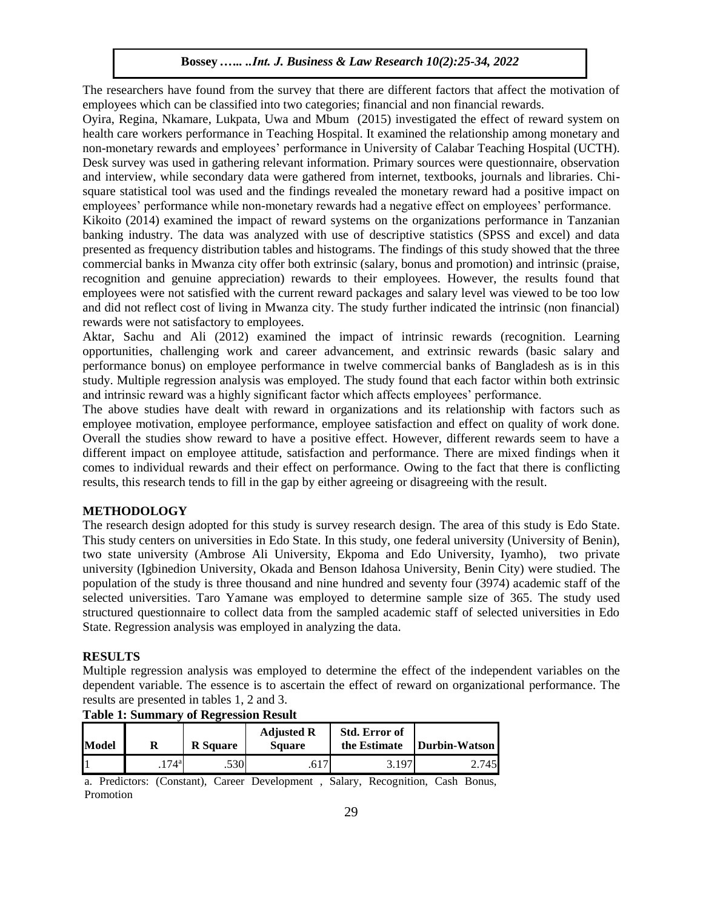The researchers have found from the survey that there are different factors that affect the motivation of employees which can be classified into two categories; financial and non financial rewards.

Oyira, Regina, Nkamare, Lukpata, Uwa and Mbum (2015) investigated the effect of reward system on health care workers performance in Teaching Hospital. It examined the relationship among monetary and non-monetary rewards and employees' performance in University of Calabar Teaching Hospital (UCTH). Desk survey was used in gathering relevant information. Primary sources were questionnaire, observation and interview, while secondary data were gathered from internet, textbooks, journals and libraries. Chi-square statistical tool was used and the findings revealed the monetary reward had a positive impact on employees' performance while non-monetary rewards had a negative effect on employees' performance.

Kikoito (2014) examined the impact of reward systems on the organizations performance in Tanzanian banking industry. The data was analyzed with use of descriptive statistics (SPSS and excel) and data presented as frequency distribution tables and histograms. The findings of this study showed that the three commercial banks in Mwanza city offer both extrinsic (salary, bonus and promotion) and intrinsic (praise, recognition and genuine appreciation) rewards to their employees. However, the results found that employees were not satisfied with the current reward packages and salary level was viewed to be too low and did not reflect cost of living in Mwanza city. The study further indicated the intrinsic (non financial) rewards were not satisfactory to employees.

Aktar, Sachu and Ali (2012) examined the impact of intrinsic rewards (recognition. Learning opportunities, challenging work and career advancement, and extrinsic rewards (basic salary and performance bonus) on employee performance in twelve commercial banks of Bangladesh as is in this study. Multiple regression analysis was employed. The study found that each factor within both extrinsic and intrinsic reward was a highly significant factor which affects employees' performance.

The above studies have dealt with reward in organizations and its relationship with factors such as employee motivation, employee performance, employee satisfaction and effect on quality of work done. Overall the studies show reward to have a positive effect. However, different rewards seem to have a different impact on employee attitude, satisfaction and performance. There are mixed findings when it comes to individual rewards and their effect on performance. Owing to the fact that there is conflicting results, this research tends to fill in the gap by either agreeing or disagreeing with the result.

## METHODOLOGY

The research design adopted for this study is survey research design. The area of this study is Edo State. This study centers on universities in Edo State. In this study, one federal university (University of Benin), two state university (Ambrose Ali University, Ekpoma and Edo University, Iyamho), two private university (Igbinedion University, Okada and Benson Idahosa University, Benin City) were studied. The population of the study is three thousand and nine hundred and seventy four (3974) academic staff of the selected universities. Taro Yamane was employed to determine sample size of 365. The study used structured questionnaire to collect data from the sampled academic staff of selected universities in Edo State. Regression analysis was employed in analyzing the data.

## RESULTS

Multiple regression analysis was employed to determine the effect of the independent variables on the dependent variable. The essence is to ascertain the effect of reward on organizational performance. The results are presented in tables 1, 2 and 3.

**Table 1: Summary of Regression Result**

| Model | R | R Square | Adjusted R Square | Std. Error of the Estimate | Durbin-Watson |
|---|---|---|---|---|---|
| 1 | .174[a] | .530 | .617 | 3.197 | 2.745 |

a. Predictors: (Constant), Career Development , Salary, Recognition, Cash Bonus, Promotion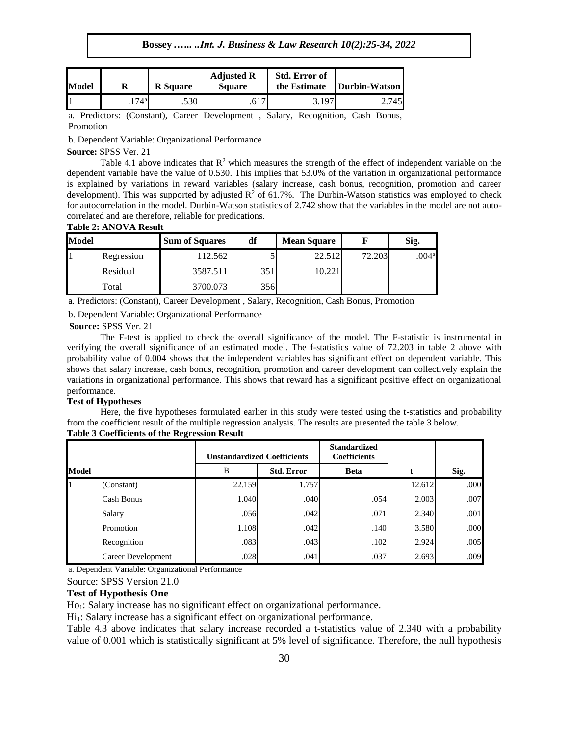| Model | R | R Square | Adjusted R Square | Std. Error of the Estimate | Durbin-Watson |
|---|---|---|---|---|---|
| 1 | .174[a] | .530 | .617 | 3.197 | 2.745 |

a. Predictors: (Constant), Career Development , Salary, Recognition, Cash Bonus, Promotion

b. Dependent Variable: Organizational Performance

**Source:** SPSS Ver. 21

Table 4.1 above indicates that $R^2$ which measures the strength of the effect of independent variable on the dependent variable have the value of 0.530. This implies that 53.0% of the variation in organizational performance is explained by variations in reward variables (salary increase, cash bonus, recognition, promotion and career development). This was supported by adjusted $R^2$ of 61.7%. The Durbin-Watson statistics was employed to check for autocorrelation in the model. Durbin-Watson statistics of 2.742 show that the variables in the model are not auto-correlated and are therefore, reliable for predications.

**Table 2: ANOVA Result**

| Model | | Sum of Squares | df | Mean Square | F | Sig. |
|---|---|---|---|---|---|---|
| 1 | Regression | 112.562 | 5 | 22.512 | 72.203 | .004[a] |
| | Residual | 3587.511 | 351 | 10.221 | | |
| | Total | 3700.073 | 356 | | | |

a. Predictors: (Constant), Career Development , Salary, Recognition, Cash Bonus, Promotion

b. Dependent Variable: Organizational Performance

**Source:** SPSS Ver. 21

The F-test is applied to check the overall significance of the model. The F-statistic is instrumental in verifying the overall significance of an estimated model. The f-statistics value of 72.203 in table 2 above with probability value of 0.004 shows that the independent variables has significant effect on dependent variable. This shows that salary increase, cash bonus, recognition, promotion and career development can collectively explain the variations in organizational performance. This shows that reward has a significant positive effect on organizational performance.

**Test of Hypotheses**

Here, the five hypotheses formulated earlier in this study were tested using the t-statistics and probability from the coefficient result of the multiple regression analysis. The results are presented the table 3 below.

**Table 3 Coefficients of the Regression Result**

| Model | | Unstandardized Coefficients | | Standardized Coefficients | | |
|---|---|---|---|---|---|---|
| | | B | Std. Error | Beta | t | Sig. |
| 1 | (Constant) | 22.159 | 1.757 | | 12.612 | .000 |
| | Cash Bonus | 1.040 | .040 | .054 | 2.003 | .007 |
| | Salary | .056 | .042 | .071 | 2.340 | .001 |
| | Promotion | 1.108 | .042 | .140 | 3.580 | .000 |
| | Recognition | .083 | .043 | .102 | 2.924 | .005 |
| | Career Development | .028 | .041 | .037 | 2.693 | .009 |

a. Dependent Variable: Organizational Performance

Source: SPSS Version 21.0

**Test of Hypothesis One**

$Ho_1$: Salary increase has no significant effect on organizational performance.

$Hi_1$: Salary increase has a significant effect on organizational performance.

Table 4.3 above indicates that salary increase recorded a t-statistics value of 2.340 with a probability value of 0.001 which is statistically significant at 5% level of significance. Therefore, the null hypothesis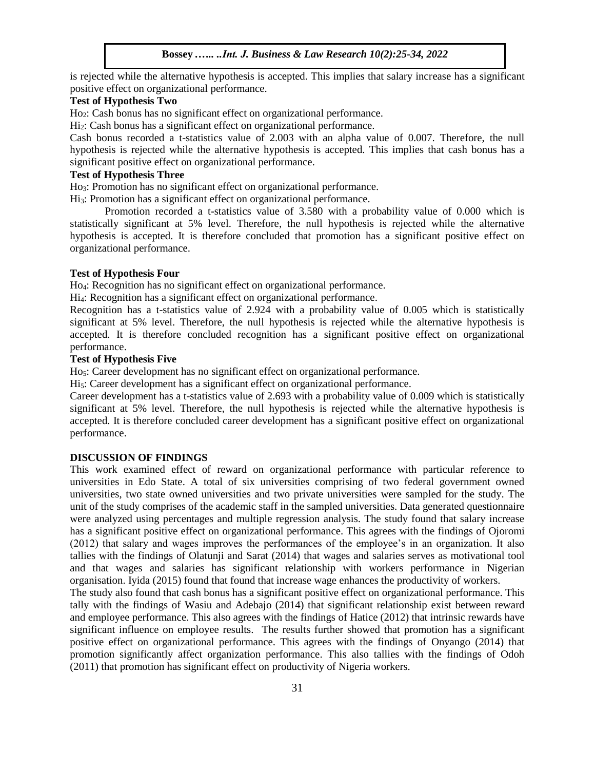is rejected while the alternative hypothesis is accepted. This implies that salary increase has a significant positive effect on organizational performance.

**Test of Hypothesis Two**

$Ho_2$: Cash bonus has no significant effect on organizational performance.

$Hi_2$: Cash bonus has a significant effect on organizational performance.

Cash bonus recorded a t-statistics value of 2.003 with an alpha value of 0.007. Therefore, the null hypothesis is rejected while the alternative hypothesis is accepted. This implies that cash bonus has a significant positive effect on organizational performance.

**Test of Hypothesis Three**

$Ho_3$: Promotion has no significant effect on organizational performance.

$Hi_3$: Promotion has a significant effect on organizational performance.

Promotion recorded a t-statistics value of 3.580 with a probability value of 0.000 which is statistically significant at 5% level. Therefore, the null hypothesis is rejected while the alternative hypothesis is accepted. It is therefore concluded that promotion has a significant positive effect on organizational performance.

**Test of Hypothesis Four**

$Ho_4$: Recognition has no significant effect on organizational performance.

$Hi_4$: Recognition has a significant effect on organizational performance.

Recognition has a t-statistics value of 2.924 with a probability value of 0.005 which is statistically significant at 5% level. Therefore, the null hypothesis is rejected while the alternative hypothesis is accepted. It is therefore concluded recognition has a significant positive effect on organizational performance.

**Test of Hypothesis Five**

$Ho_5$: Career development has no significant effect on organizational performance.

$Hi_5$: Career development has a significant effect on organizational performance.

Career development has a t-statistics value of 2.693 with a probability value of 0.009 which is statistically significant at 5% level. Therefore, the null hypothesis is rejected while the alternative hypothesis is accepted. It is therefore concluded career development has a significant positive effect on organizational performance.

## DISCUSSION OF FINDINGS

This work examined effect of reward on organizational performance with particular reference to universities in Edo State. A total of six universities comprising of two federal government owned universities, two state owned universities and two private universities were sampled for the study. The unit of the study comprises of the academic staff in the sampled universities. Data generated questionnaire were analyzed using percentages and multiple regression analysis. The study found that salary increase has a significant positive effect on organizational performance. This agrees with the findings of Ojoromi (2012) that salary and wages improves the performances of the employee's in an organization. It also tallies with the findings of Olatunji and Sarat (2014) that wages and salaries serves as motivational tool and that wages and salaries has significant relationship with workers performance in Nigerian organisation. Iyida (2015) found that found that increase wage enhances the productivity of workers.

The study also found that cash bonus has a significant positive effect on organizational performance. This tally with the findings of Wasiu and Adebajo (2014) that significant relationship exist between reward and employee performance. This also agrees with the findings of Hatice (2012) that intrinsic rewards have significant influence on employee results. The results further showed that promotion has a significant positive effect on organizational performance. This agrees with the findings of Onyango (2014) that promotion significantly affect organization performance. This also tallies with the findings of Odoh (2011) that promotion has significant effect on productivity of Nigeria workers.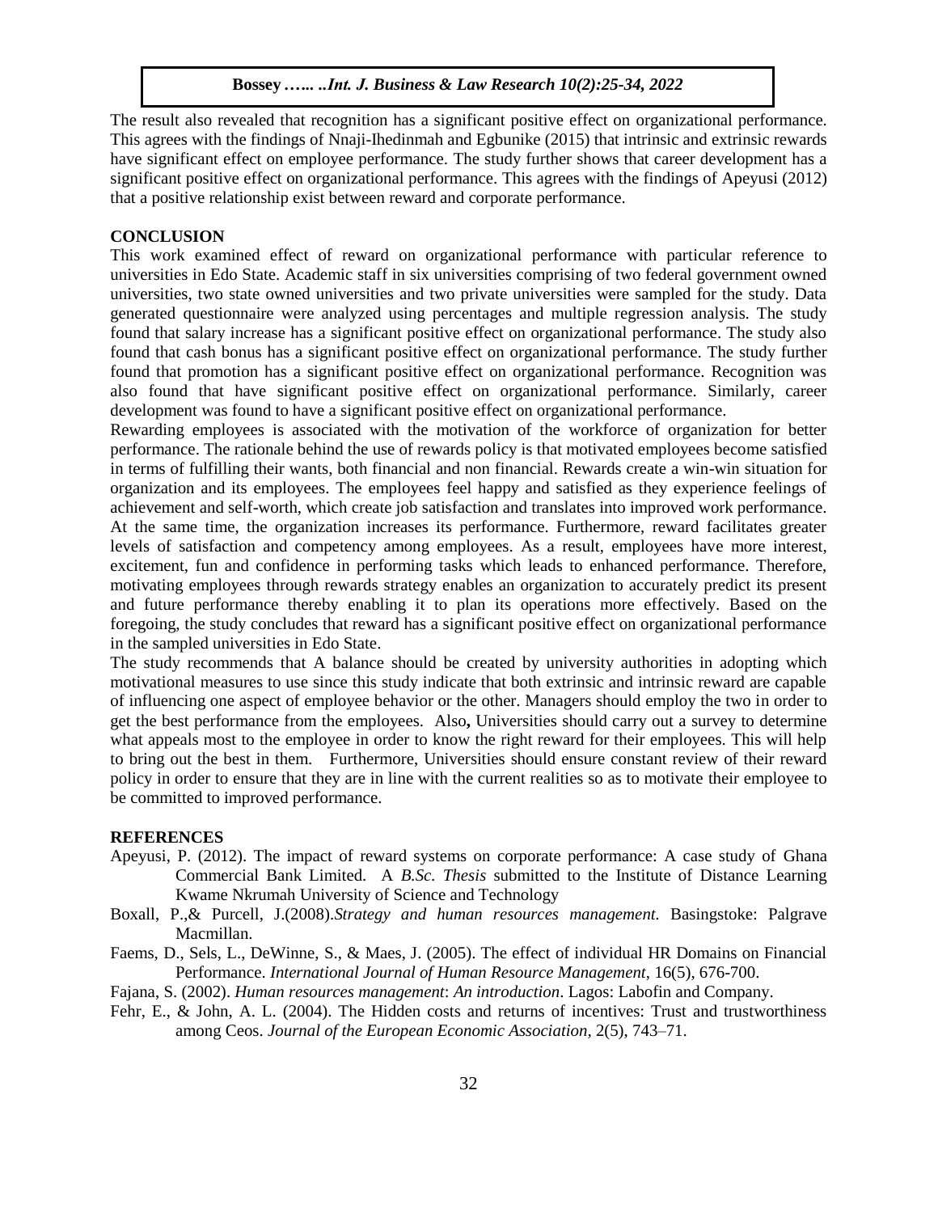The result also revealed that recognition has a significant positive effect on organizational performance. This agrees with the findings of Nnaji-Ihedinmah and Egbunike (2015) that intrinsic and extrinsic rewards have significant effect on employee performance. The study further shows that career development has a significant positive effect on organizational performance. This agrees with the findings of Apeyusi (2012) that a positive relationship exist between reward and corporate performance.

## CONCLUSION

This work examined effect of reward on organizational performance with particular reference to universities in Edo State. Academic staff in six universities comprising of two federal government owned universities, two state owned universities and two private universities were sampled for the study. Data generated questionnaire were analyzed using percentages and multiple regression analysis. The study found that salary increase has a significant positive effect on organizational performance. The study also found that cash bonus has a significant positive effect on organizational performance. The study further found that promotion has a significant positive effect on organizational performance. Recognition was also found that have significant positive effect on organizational performance. Similarly, career development was found to have a significant positive effect on organizational performance.

Rewarding employees is associated with the motivation of the workforce of organization for better performance. The rationale behind the use of rewards policy is that motivated employees become satisfied in terms of fulfilling their wants, both financial and non financial. Rewards create a win-win situation for organization and its employees. The employees feel happy and satisfied as they experience feelings of achievement and self-worth, which create job satisfaction and translates into improved work performance. At the same time, the organization increases its performance. Furthermore, reward facilitates greater levels of satisfaction and competency among employees. As a result, employees have more interest, excitement, fun and confidence in performing tasks which leads to enhanced performance. Therefore, motivating employees through rewards strategy enables an organization to accurately predict its present and future performance thereby enabling it to plan its operations more effectively. Based on the foregoing, the study concludes that reward has a significant positive effect on organizational performance in the sampled universities in Edo State.

The study recommends that A balance should be created by university authorities in adopting which motivational measures to use since this study indicate that both extrinsic and intrinsic reward are capable of influencing one aspect of employee behavior or the other. Managers should employ the two in order to get the best performance from the employees. Also**,** Universities should carry out a survey to determine what appeals most to the employee in order to know the right reward for their employees. This will help to bring out the best in them. Furthermore, Universities should ensure constant review of their reward policy in order to ensure that they are in line with the current realities so as to motivate their employee to be committed to improved performance.

## REFERENCES

Apeyusi, P. (2012). The impact of reward systems on corporate performance: A case study of Ghana Commercial Bank Limited. A *B.Sc. Thesis* submitted to the Institute of Distance Learning Kwame Nkrumah University of Science and Technology

Boxall, P.,& Purcell, J.(2008).*Strategy and human resources management.* Basingstoke: Palgrave Macmillan.

Faems, D., Sels, L., DeWinne, S., & Maes, J. (2005). The effect of individual HR Domains on Financial Performance. *International Journal of Human Resource Management*, 16(5), 676-700.

Fajana, S. (2002). *Human resources management*: *An introduction*. Lagos: Labofin and Company.

Fehr, E., & John, A. L. (2004). The Hidden costs and returns of incentives: Trust and trustworthiness among Ceos. *Journal of the European Economic Association*, 2(5), 743–71.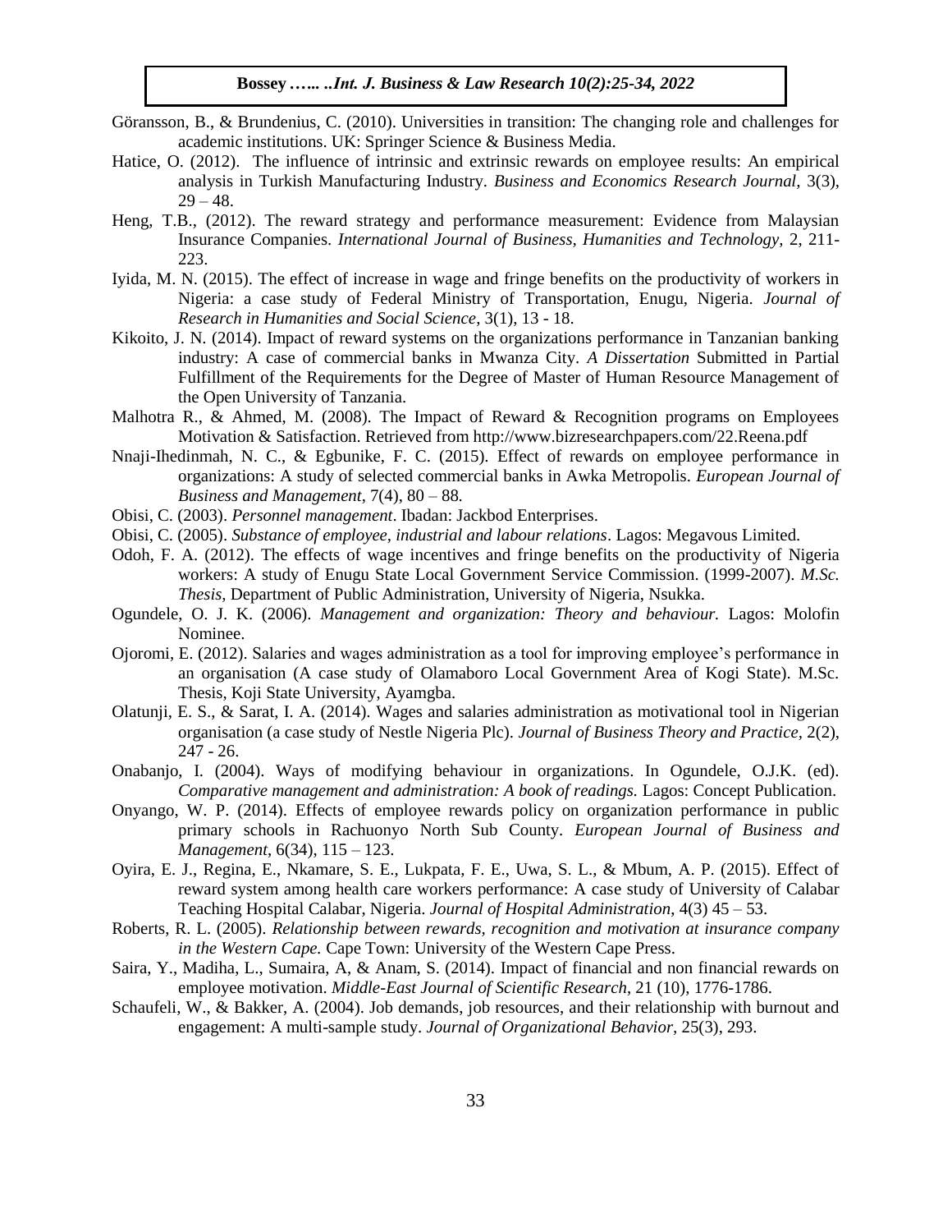Göransson, B., & Brundenius, C. (2010). Universities in transition: The changing role and challenges for academic institutions. UK: Springer Science & Business Media.

Hatice, O. (2012). The influence of intrinsic and extrinsic rewards on employee results: An empirical analysis in Turkish Manufacturing Industry. *Business and Economics Research Journal,* 3(3), 29 – 48.

Heng, T.B., (2012). The reward strategy and performance measurement: Evidence from Malaysian Insurance Companies. *International Journal of Business, Humanities and Technology*, 2, 211-223.

Iyida, M. N. (2015). The effect of increase in wage and fringe benefits on the productivity of workers in Nigeria: a case study of Federal Ministry of Transportation, Enugu, Nigeria. *Journal of Research in Humanities and Social Science*, 3(1), 13 - 18.

Kikoito, J. N. (2014). Impact of reward systems on the organizations performance in Tanzanian banking industry: A case of commercial banks in Mwanza City. *A Dissertation* Submitted in Partial Fulfillment of the Requirements for the Degree of Master of Human Resource Management of the Open University of Tanzania.

Malhotra R., & Ahmed, M. (2008). The Impact of Reward & Recognition programs on Employees Motivation & Satisfaction. Retrieved from http://www.bizresearchpapers.com/22.Reena.pdf

Nnaji-Ihedinmah, N. C., & Egbunike, F. C. (2015). Effect of rewards on employee performance in organizations: A study of selected commercial banks in Awka Metropolis. *European Journal of Business and Management*, 7(4), 80 – 88.

Obisi, C. (2003). *Personnel management*. Ibadan: Jackbod Enterprises.

Obisi, C. (2005). *Substance of employee, industrial and labour relations*. Lagos: Megavous Limited.

Odoh, F. A. (2012). The effects of wage incentives and fringe benefits on the productivity of Nigeria workers: A study of Enugu State Local Government Service Commission. (1999-2007). *M.Sc. Thesis,* Department of Public Administration, University of Nigeria, Nsukka.

Ogundele, O. J. K. (2006). *Management and organization: Theory and behaviour.* Lagos: Molofin Nominee.

Ojoromi, E. (2012). Salaries and wages administration as a tool for improving employee's performance in an organisation (A case study of Olamaboro Local Government Area of Kogi State). M.Sc. Thesis, Koji State University, Ayamgba.

Olatunji, E. S., & Sarat, I. A. (2014). Wages and salaries administration as motivational tool in Nigerian organisation (a case study of Nestle Nigeria Plc). *Journal of Business Theory and Practice,* 2(2), 247 - 26.

Onabanjo, I. (2004). Ways of modifying behaviour in organizations. In Ogundele, O.J.K. (ed). *Comparative management and administration: A book of readings.* Lagos: Concept Publication.

Onyango, W. P. (2014). Effects of employee rewards policy on organization performance in public primary schools in Rachuonyo North Sub County. *European Journal of Business and Management*, 6(34), 115 – 123.

Oyira, E. J., Regina, E., Nkamare, S. E., Lukpata, F. E., Uwa, S. L., & Mbum, A. P. (2015). Effect of reward system among health care workers performance: A case study of University of Calabar Teaching Hospital Calabar, Nigeria. *Journal of Hospital Administration*, 4(3) 45 – 53.

Roberts, R. L. (2005). *Relationship between rewards, recognition and motivation at insurance company in the Western Cape.* Cape Town: University of the Western Cape Press.

Saira, Y., Madiha, L., Sumaira, A, & Anam, S. (2014). Impact of financial and non financial rewards on employee motivation. *Middle-East Journal of Scientific Research*, 21 (10), 1776-1786.

Schaufeli, W., & Bakker, A. (2004). Job demands, job resources, and their relationship with burnout and engagement: A multi-sample study. *Journal of Organizational Behavior,* 25(3), 293.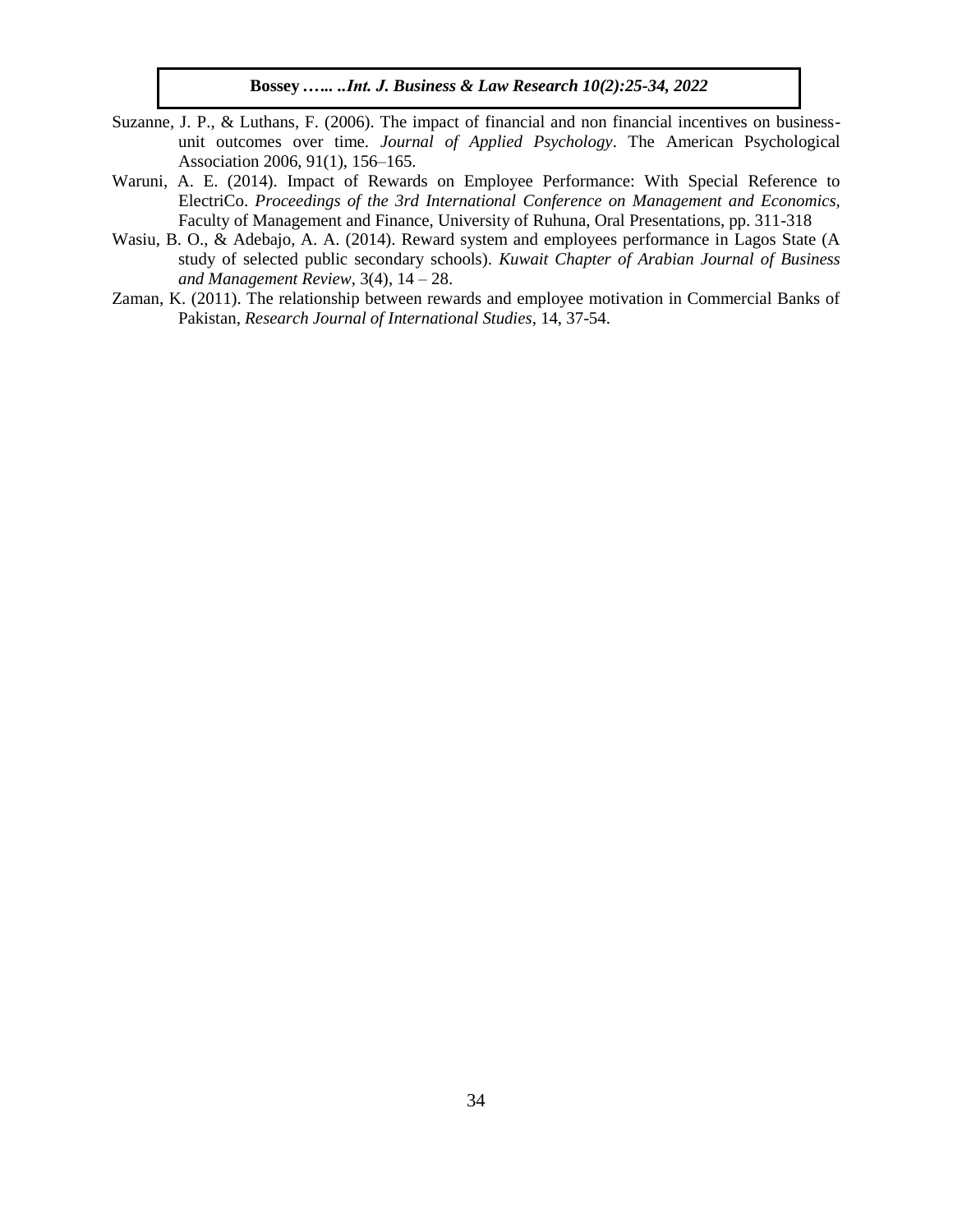Suzanne, J. P., & Luthans, F. (2006). The impact of financial and non financial incentives on business-unit outcomes over time. *Journal of Applied Psychology*. The American Psychological Association 2006, 91(1), 156–165.

Waruni, A. E. (2014). Impact of Rewards on Employee Performance: With Special Reference to ElectriCo. *Proceedings of the 3rd International Conference on Management and Economics*, Faculty of Management and Finance, University of Ruhuna, Oral Presentations, pp. 311-318

Wasiu, B. O., & Adebajo, A. A. (2014). Reward system and employees performance in Lagos State (A study of selected public secondary schools). *Kuwait Chapter of Arabian Journal of Business and Management Review*, 3(4), 14 – 28.

Zaman, K. (2011). The relationship between rewards and employee motivation in Commercial Banks of Pakistan, *Research Journal of International Studies*, 14, 37-54.